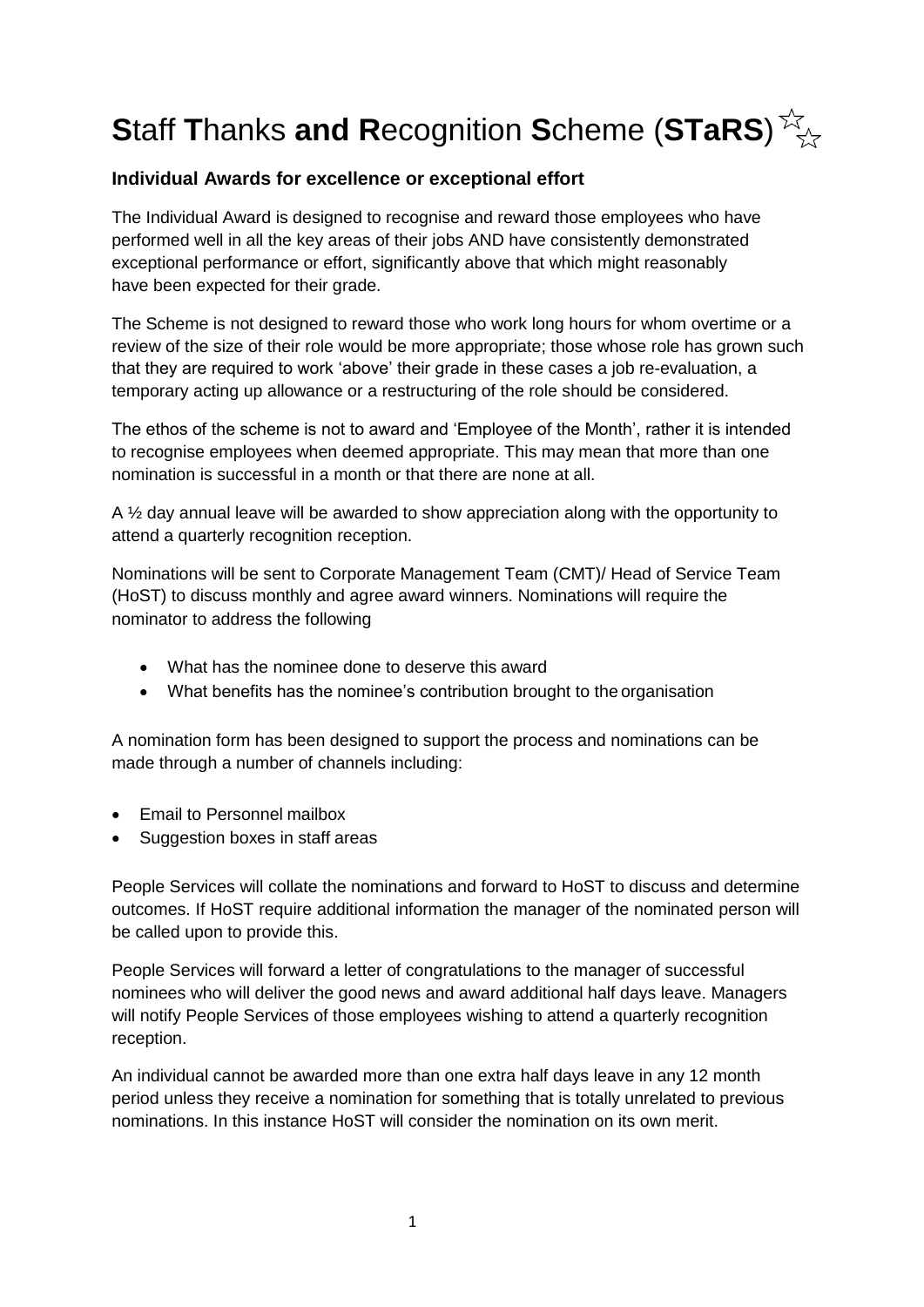# **S**taff **T**hanks **and R**ecognition **S**cheme (**STaRS**) ☆☆

### **Individual Awards for excellence or exceptional effort**

The Individual Award is designed to recognise and reward those employees who have performed well in all the key areas of their jobs AND have consistently demonstrated exceptional performance or effort, significantly above that which might reasonably have been expected for their grade.

The Scheme is not designed to reward those who work long hours for whom overtime or a review of the size of their role would be more appropriate; those whose role has grown such that they are required to work 'above' their grade in these cases a job re-evaluation, a temporary acting up allowance or a restructuring of the role should be considered.

The ethos of the scheme is not to award and 'Employee of the Month', rather it is intended to recognise employees when deemed appropriate. This may mean that more than one nomination is successful in a month or that there are none at all.

A ½ day annual leave will be awarded to show appreciation along with the opportunity to attend a quarterly recognition reception.

Nominations will be sent to Corporate Management Team (CMT)/ Head of Service Team (HoST) to discuss monthly and agree award winners. Nominations will require the nominator to address the following

- What has the nominee done to deserve this award
- What benefits has the nominee's contribution brought to the organisation

A nomination form has been designed to support the process and nominations can be made through a number of channels including:

- Email to Personnel mailbox
- Suggestion boxes in staff areas

People Services will collate the nominations and forward to HoST to discuss and determine outcomes. If HoST require additional information the manager of the nominated person will be called upon to provide this.

People Services will forward a letter of congratulations to the manager of successful nominees who will deliver the good news and award additional half days leave. Managers will notify People Services of those employees wishing to attend a quarterly recognition reception.

An individual cannot be awarded more than one extra half days leave in any 12 month period unless they receive a nomination for something that is totally unrelated to previous nominations. In this instance HoST will consider the nomination on its own merit.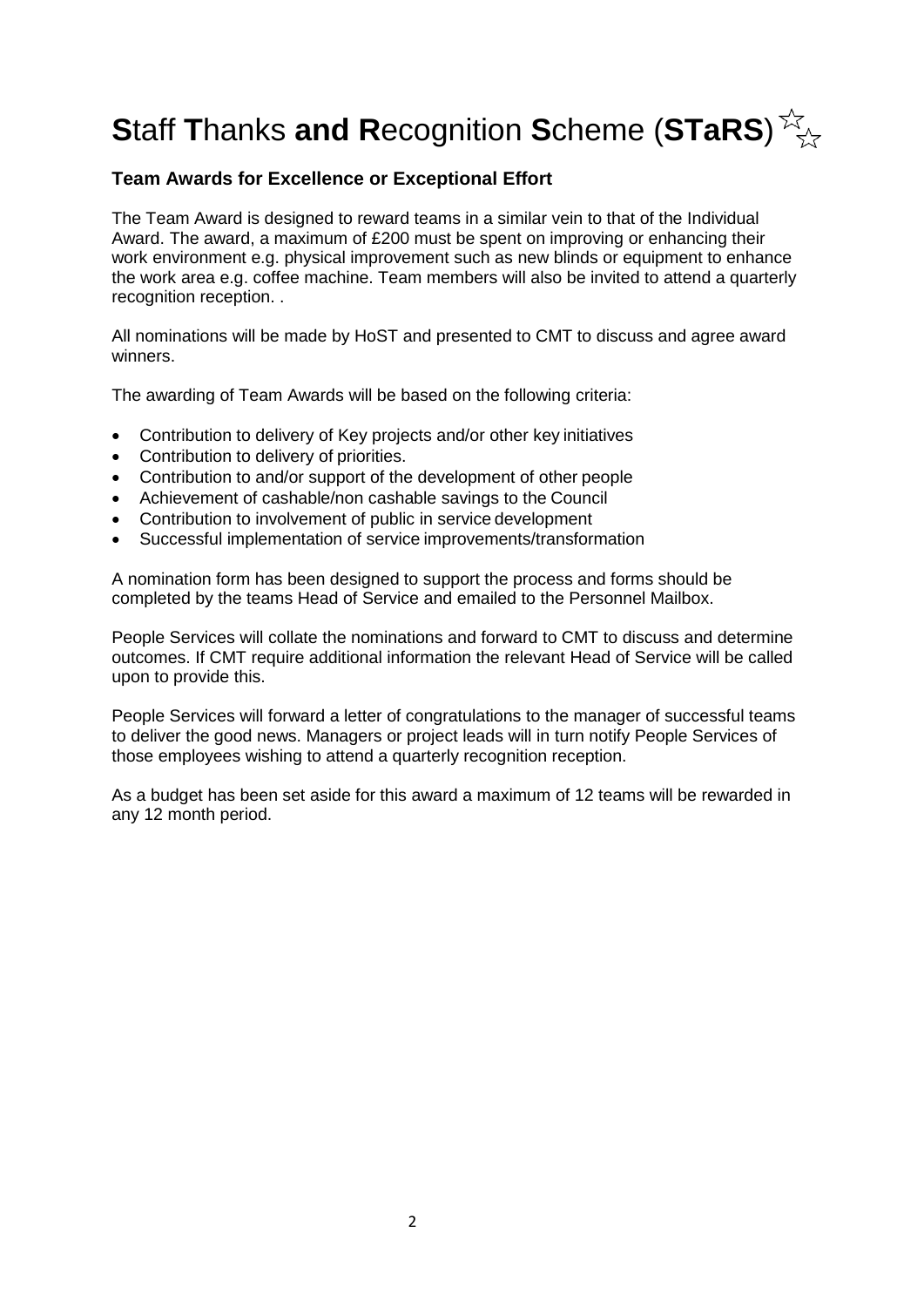# **S**taff **T**hanks **and R**ecognition **S**cheme (**STaRS**) ☆☆

### Team Awards for Excellence or Exceptional Effort

The Team Award is designed to reward teams in a similar vein to that of the Individual Award. The award, a maximum of £200 must be spent on improving or enhancing their work environment e.g. physical improvement such as new blinds or equipment to enhance the work area e.g. coffee machine. Team members will also be invited to attend a quarterly recognition reception. .

All nominations will be made by HoST and presented to CMT to discuss and agree award winners.

The awarding of Team Awards will be based on the following criteria:

- Contribution to delivery of Key projects and/or other key initiatives
- Contribution to delivery of priorities.
- Contribution to and/or support of the development of other people
- Achievement of cashable/non cashable savings to the Council
- Contribution to involvement of public in service development
- Successful implementation of service improvements/transformation

A nomination form has been designed to support the process and forms should be completed by the teams Head of Service and emailed to the Personnel Mailbox.

People Services will collate the nominations and forward to CMT to discuss and determine outcomes. If CMT require additional information the relevant Head of Service will be called upon to provide this.

People Services will forward a letter of congratulations to the manager of successful teams to deliver the good news. Managers or project leads will in turn notify People Services of those employees wishing to attend a quarterly recognition reception.

As a budget has been set aside for this award a maximum of 12 teams will be rewarded in any 12 month period.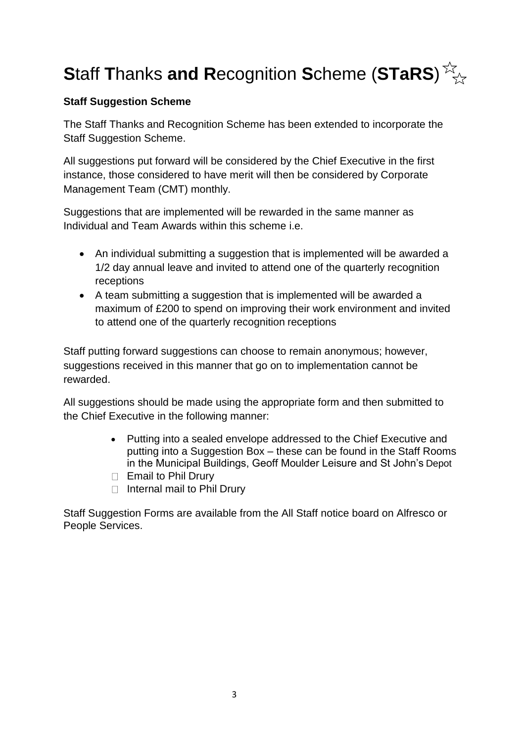# **S**taff **T**hanks **and R**ecognition **S**cheme (**STaRS**) ☆☆

**Staff Suggestion Scheme**

The Staff Thanks and Recognition Scheme has been extended to incorporate the Staff Suggestion Scheme.

All suggestions put forward will be considered by the Chief Executive in the first instance, those considered to have merit will then be considered by Corporate Management Team (CMT) monthly.

Suggestions that are implemented will be rewarded in the same manner as Individual and Team Awards within this scheme i.e.

- An individual submitting a suggestion that is implemented will be awarded a 1/2 day annual leave and invited to attend one of the quarterly recognition receptions
- A team submitting a suggestion that is implemented will be awarded a maximum of £200 to spend on improving their work environment and invited to attend one of the quarterly recognition receptions

Staff putting forward suggestions can choose to remain anonymous; however, suggestions received in this manner that go on to implementation cannot be rewarded.

All suggestions should be made using the appropriate form and then submitted to the Chief Executive in the following manner:

- Putting into a sealed envelope addressed to the Chief Executive and putting into a Suggestion Box – these can be found in the Staff Rooms in the Municipal Buildings, Geoff Moulder Leisure and St John's Depot
- Email to Phil Drury
- Internal mail to Phil Drury

Staff Suggestion Forms are available from the All Staff notice board on Alfresco or People Services.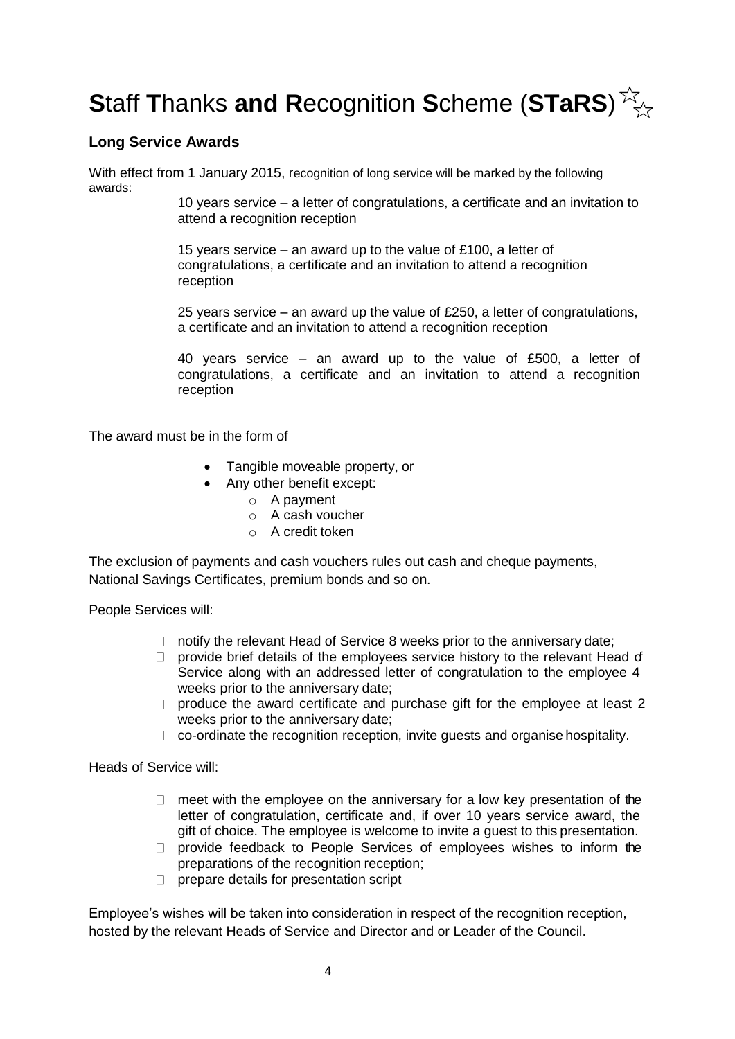# **S**taff **T**hanks **and R**ecognition **S**cheme (**STaRS**) ☆☆

### Long Service Awards

With effect from 1 January 2015, recognition of long service will be marked by the following awards:

10 years service – a letter of congratulations, a certificate and an invitation to attend a recognition reception

15 years service – an award up to the value of £100, a letter of congratulations, a certificate and an invitation to attend a recognition reception

25 years service – an award up the value of £250, a letter of congratulations, a certificate and an invitation to attend a recognition reception

40 years service – an award up to the value of £500, a letter of congratulations, a certificate and an invitation to attend a recognition reception

The award must be in the form of

- Tangible moveable property, or
- Any other benefit except:
  - A payment
  - A cash voucher
  - A credit token

The exclusion of payments and cash vouchers rules out cash and cheque payments, National Savings Certificates, premium bonds and so on.

People Services will:

- notify the relevant Head of Service 8 weeks prior to the anniversary date;
- provide brief details of the employees service history to the relevant Head of Service along with an addressed letter of congratulation to the employee 4 weeks prior to the anniversary date;
- produce the award certificate and purchase gift for the employee at least 2 weeks prior to the anniversary date;
- co-ordinate the recognition reception, invite guests and organise hospitality.

Heads of Service will:

- meet with the employee on the anniversary for a low key presentation of the letter of congratulation, certificate and, if over 10 years service award, the gift of choice. The employee is welcome to invite a guest to this presentation.
- provide feedback to People Services of employees wishes to inform the preparations of the recognition reception;
- prepare details for presentation script

Employee's wishes will be taken into consideration in respect of the recognition reception, hosted by the relevant Heads of Service and Director and or Leader of the Council.